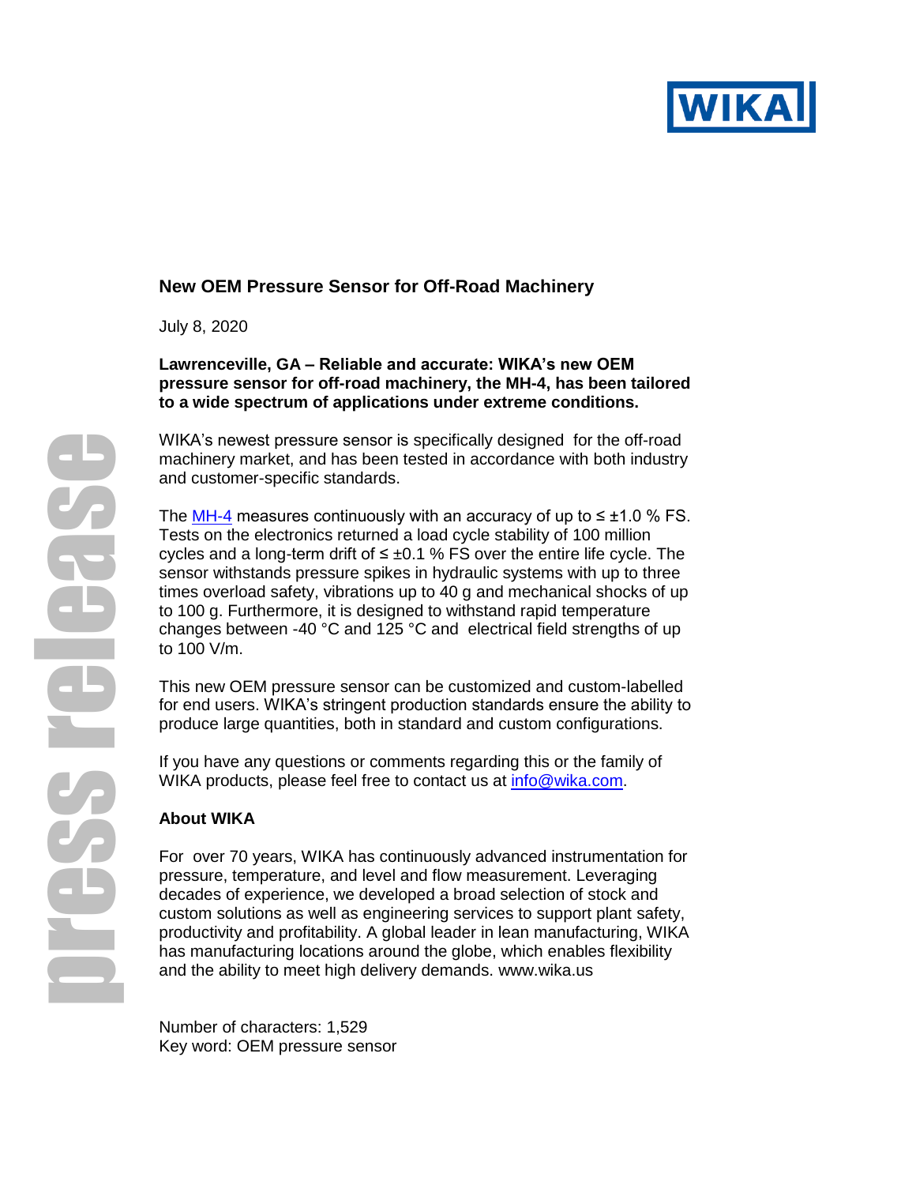# New OEM Pressure Sensor for Off-Road Machinery

July 8, 2020

**Lawrenceville, GA – Reliable and accurate: WIKA's new OEM pressure sensor for off-road machinery, the MH-4, has been tailored to a wide spectrum of applications under extreme conditions.**

WIKA's newest pressure sensor is specifically designed for the off-road machinery market, and has been tested in accordance with both industry and customer-specific standards.

The MH-4 measures continuously with an accuracy of up to ≤ ±1.0 % FS. Tests on the electronics returned a load cycle stability of 100 million cycles and a long-term drift of ≤ ±0.1 % FS over the entire life cycle. The sensor withstands pressure spikes in hydraulic systems with up to three times overload safety, vibrations up to 40 g and mechanical shocks of up to 100 g. Furthermore, it is designed to withstand rapid temperature changes between -40 °C and 125 °C and electrical field strengths of up to 100 V/m.

This new OEM pressure sensor can be customized and custom-labelled for end users. WIKA's stringent production standards ensure the ability to produce large quantities, both in standard and custom configurations.

If you have any questions or comments regarding this or the family of WIKA products, please feel free to contact us at info@wika.com.

## About WIKA

For over 70 years, WIKA has continuously advanced instrumentation for pressure, temperature, and level and flow measurement. Leveraging decades of experience, we developed a broad selection of stock and custom solutions as well as engineering services to support plant safety, productivity and profitability. A global leader in lean manufacturing, WIKA has manufacturing locations around the globe, which enables flexibility and the ability to meet high delivery demands. www.wika.us

Number of characters: 1,529
Key word: OEM pressure sensor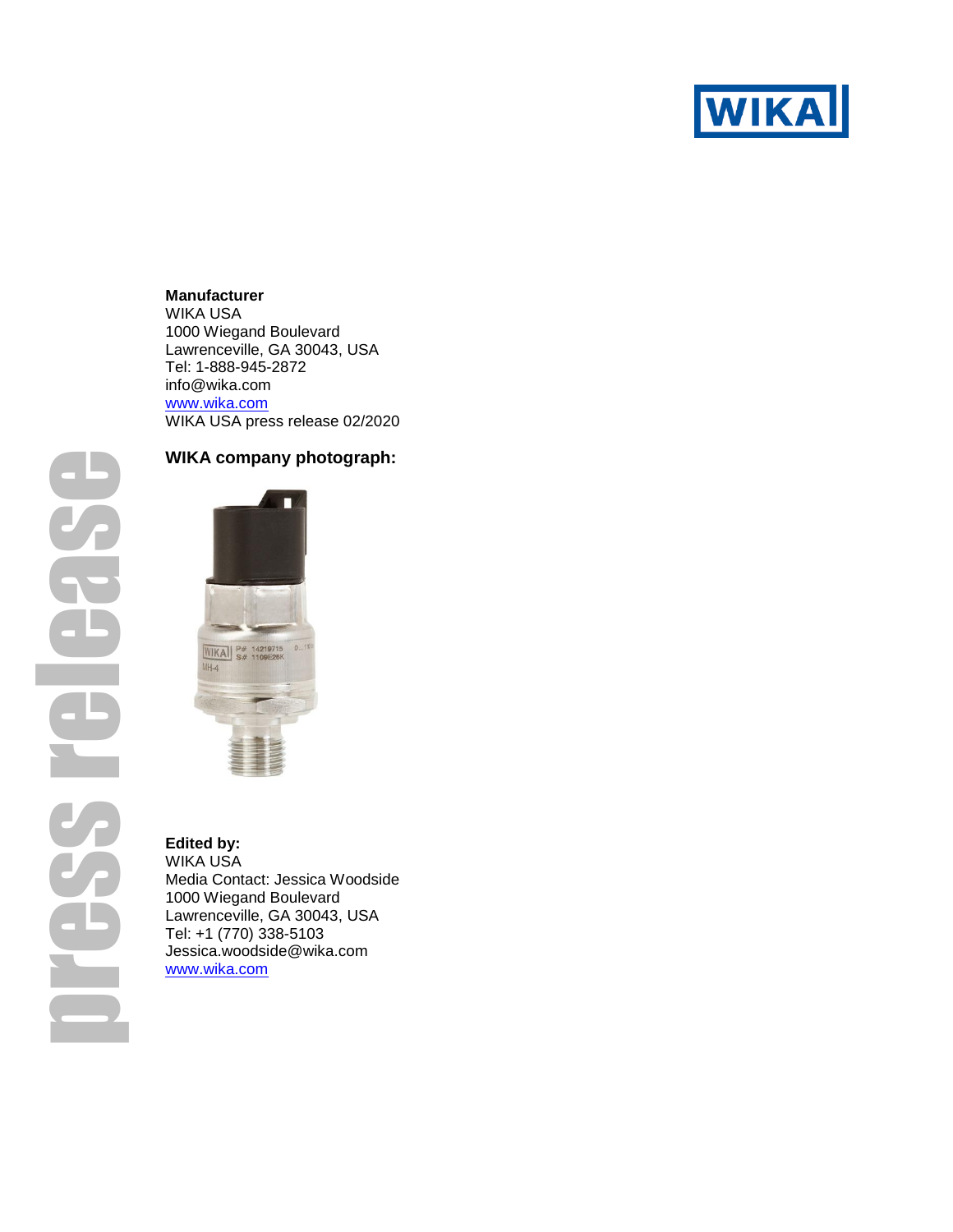**Manufacturer**
WIKA USA
1000 Wiegand Boulevard
Lawrenceville, GA 30043, USA
Tel: 1-888-945-2872
info@wika.com
www.wika.com
WIKA USA press release 02/2020

**WIKA company photograph:**

**Edited by:**
WIKA USA
Media Contact: Jessica Woodside
1000 Wiegand Boulevard
Lawrenceville, GA 30043, USA
Tel: +1 (770) 338-5103
Jessica.woodside@wika.com
www.wika.com